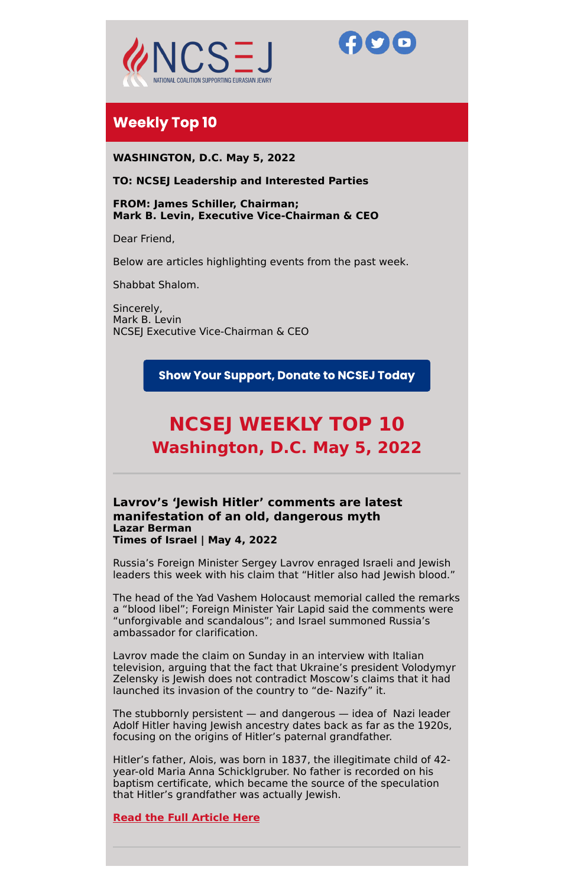NCSEJ

NATIONAL COALITION SUPPORTING EURASIAN JEWRY

## Weekly Top 10

**WASHINGTON, D.C. May 5, 2022**

**TO: NCSEJ Leadership and Interested Parties**

**FROM: James Schiller, Chairman;**
**Mark B. Levin, Executive Vice-Chairman & CEO**

Dear Friend,

Below are articles highlighting events from the past week.

Shabbat Shalom.

Sincerely,
Mark B. Levin
NCSEJ Executive Vice-Chairman & CEO

**Show Your Support, Donate to NCSEJ Today**

# NCSEJ WEEKLY TOP 10
## Washington, D.C. May 5, 2022

---

### Lavrov's 'Jewish Hitler' comments are latest manifestation of an old, dangerous myth
**Lazar Berman**
**Times of Israel | May 4, 2022**

Russia's Foreign Minister Sergey Lavrov enraged Israeli and Jewish leaders this week with his claim that "Hitler also had Jewish blood."

The head of the Yad Vashem Holocaust memorial called the remarks a "blood libel"; Foreign Minister Yair Lapid said the comments were "unforgivable and scandalous"; and Israel summoned Russia's ambassador for clarification.

Lavrov made the claim on Sunday in an interview with Italian television, arguing that the fact that Ukraine's president Volodymyr Zelensky is Jewish does not contradict Moscow's claims that it had launched its invasion of the country to "de- Nazify" it.

The stubbornly persistent — and dangerous — idea of Nazi leader Adolf Hitler having Jewish ancestry dates back as far as the 1920s, focusing on the origins of Hitler's paternal grandfather.

Hitler's father, Alois, was born in 1837, the illegitimate child of 42-year-old Maria Anna Schicklgruber. No father is recorded on his baptism certificate, which became the source of the speculation that Hitler's grandfather was actually Jewish.

**Read the Full Article Here**

---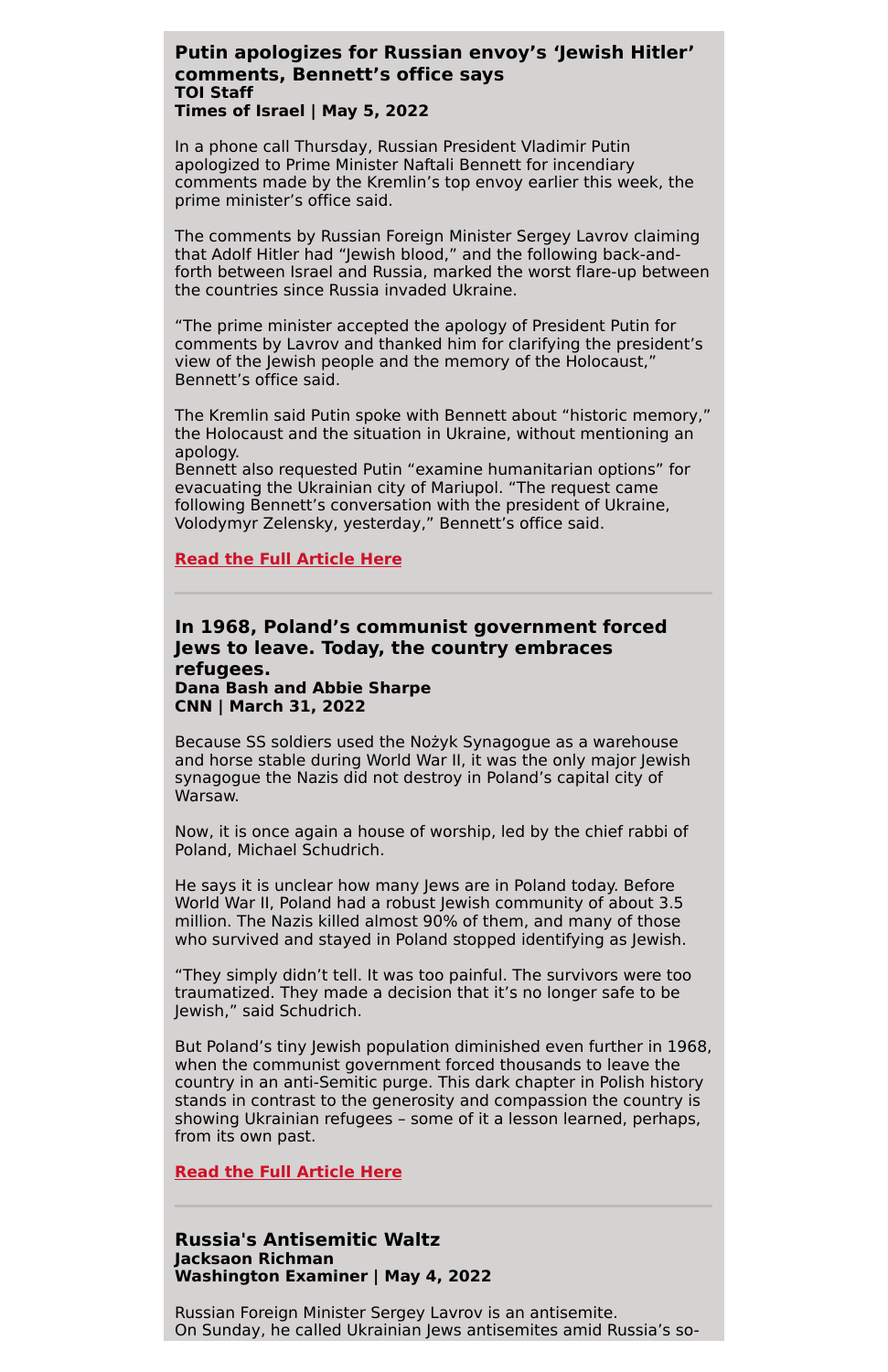## Putin apologizes for Russian envoy's 'Jewish Hitler' comments, Bennett's office says

**TOI Staff**
**Times of Israel | May 5, 2022**

In a phone call Thursday, Russian President Vladimir Putin apologized to Prime Minister Naftali Bennett for incendiary comments made by the Kremlin's top envoy earlier this week, the prime minister's office said.

The comments by Russian Foreign Minister Sergey Lavrov claiming that Adolf Hitler had "Jewish blood," and the following back-and-forth between Israel and Russia, marked the worst flare-up between the countries since Russia invaded Ukraine.

"The prime minister accepted the apology of President Putin for comments by Lavrov and thanked him for clarifying the president's view of the Jewish people and the memory of the Holocaust," Bennett's office said.

The Kremlin said Putin spoke with Bennett about "historic memory," the Holocaust and the situation in Ukraine, without mentioning an apology.
Bennett also requested Putin "examine humanitarian options" for evacuating the Ukrainian city of Mariupol. "The request came following Bennett's conversation with the president of Ukraine, Volodymyr Zelensky, yesterday," Bennett's office said.

**Read the Full Article Here**

---

## In 1968, Poland's communist government forced Jews to leave. Today, the country embraces refugees.

**Dana Bash and Abbie Sharpe**
**CNN | March 31, 2022**

Because SS soldiers used the Nożyk Synagogue as a warehouse and horse stable during World War II, it was the only major Jewish synagogue the Nazis did not destroy in Poland's capital city of Warsaw.

Now, it is once again a house of worship, led by the chief rabbi of Poland, Michael Schudrich.

He says it is unclear how many Jews are in Poland today. Before World War II, Poland had a robust Jewish community of about 3.5 million. The Nazis killed almost 90% of them, and many of those who survived and stayed in Poland stopped identifying as Jewish.

"They simply didn't tell. It was too painful. The survivors were too traumatized. They made a decision that it's no longer safe to be Jewish," said Schudrich.

But Poland's tiny Jewish population diminished even further in 1968, when the communist government forced thousands to leave the country in an anti-Semitic purge. This dark chapter in Polish history stands in contrast to the generosity and compassion the country is showing Ukrainian refugees – some of it a lesson learned, perhaps, from its own past.

**Read the Full Article Here**

---

## Russia's Antisemitic Waltz

**Jacksaon Richman**
**Washington Examiner | May 4, 2022**

Russian Foreign Minister Sergey Lavrov is an antisemite.
On Sunday, he called Ukrainian Jews antisemites amid Russia's so-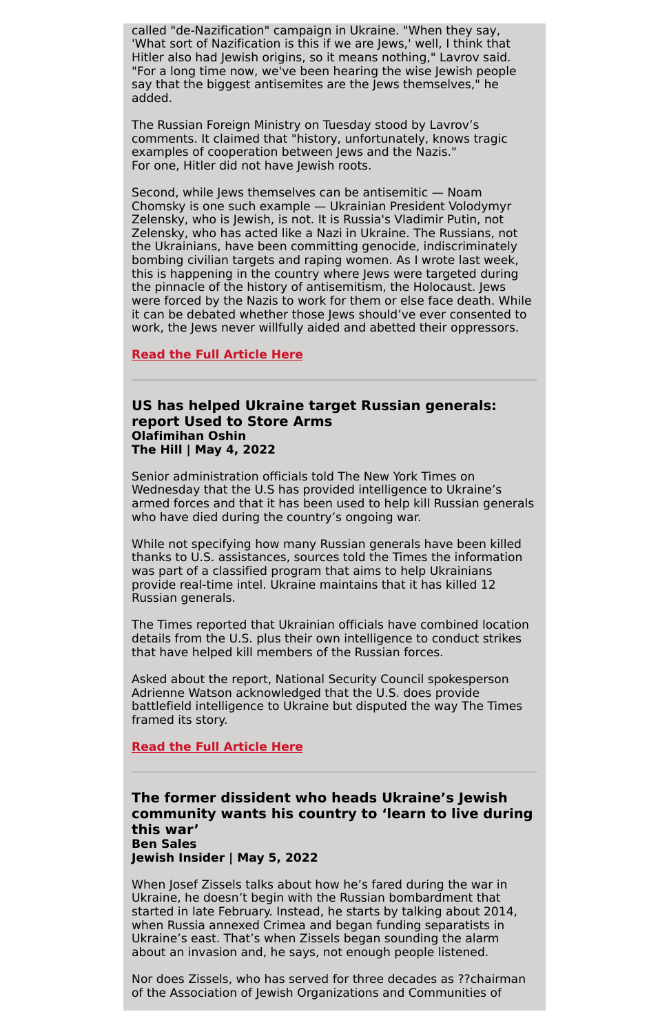called "de-Nazification" campaign in Ukraine. "When they say, 'What sort of Nazification is this if we are Jews,' well, I think that Hitler also had Jewish origins, so it means nothing," Lavrov said. "For a long time now, we've been hearing the wise Jewish people say that the biggest antisemites are the Jews themselves," he added.

The Russian Foreign Ministry on Tuesday stood by Lavrov's comments. It claimed that "history, unfortunately, knows tragic examples of cooperation between Jews and the Nazis."
For one, Hitler did not have Jewish roots.

Second, while Jews themselves can be antisemitic — Noam Chomsky is one such example — Ukrainian President Volodymyr Zelensky, who is Jewish, is not. It is Russia's Vladimir Putin, not Zelensky, who has acted like a Nazi in Ukraine. The Russians, not the Ukrainians, have been committing genocide, indiscriminately bombing civilian targets and raping women. As I wrote last week, this is happening in the country where Jews were targeted during the pinnacle of the history of antisemitism, the Holocaust. Jews were forced by the Nazis to work for them or else face death. While it can be debated whether those Jews should've ever consented to work, the Jews never willfully aided and abetted their oppressors.

**Read the Full Article Here**

---

### US has helped Ukraine target Russian generals: report Used to Store Arms
**Olafimihan Oshin**
**The Hill | May 4, 2022**

Senior administration officials told The New York Times on Wednesday that the U.S has provided intelligence to Ukraine's armed forces and that it has been used to help kill Russian generals who have died during the country's ongoing war.

While not specifying how many Russian generals have been killed thanks to U.S. assistances, sources told the Times the information was part of a classified program that aims to help Ukrainians provide real-time intel. Ukraine maintains that it has killed 12 Russian generals.

The Times reported that Ukrainian officials have combined location details from the U.S. plus their own intelligence to conduct strikes that have helped kill members of the Russian forces.

Asked about the report, National Security Council spokesperson Adrienne Watson acknowledged that the U.S. does provide battlefield intelligence to Ukraine but disputed the way The Times framed its story.

**Read the Full Article Here**

---

### The former dissident who heads Ukraine's Jewish community wants his country to 'learn to live during this war'
**Ben Sales**
**Jewish Insider | May 5, 2022**

When Josef Zissels talks about how he's fared during the war in Ukraine, he doesn't begin with the Russian bombardment that started in late February. Instead, he starts by talking about 2014, when Russia annexed Crimea and began funding separatists in Ukraine's east. That's when Zissels began sounding the alarm about an invasion and, he says, not enough people listened.

Nor does Zissels, who has served for three decades as ??chairman of the Association of Jewish Organizations and Communities of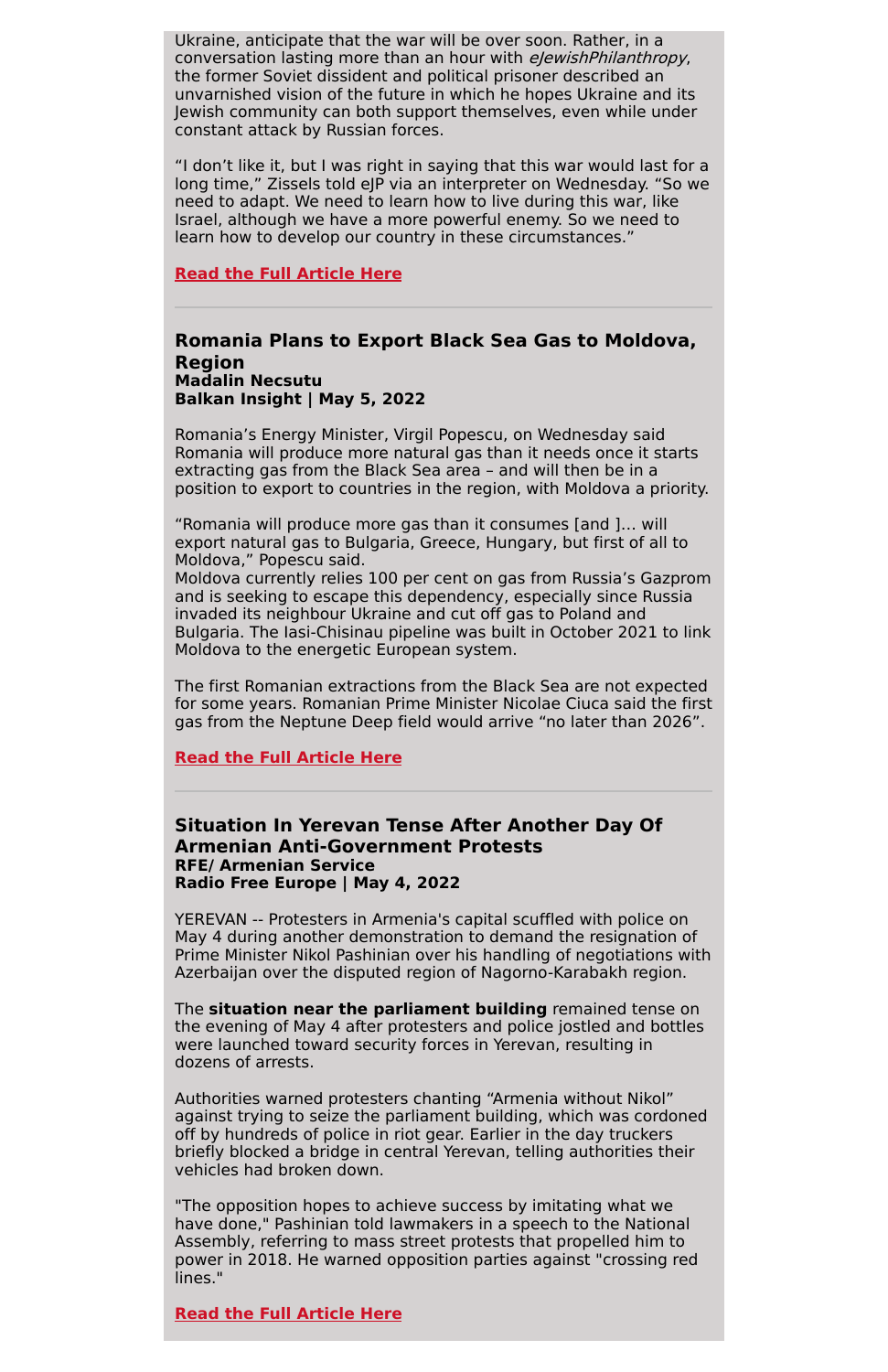Ukraine, anticipate that the war will be over soon. Rather, in a conversation lasting more than an hour with *eJewishPhilanthropy*, the former Soviet dissident and political prisoner described an unvarnished vision of the future in which he hopes Ukraine and its Jewish community can both support themselves, even while under constant attack by Russian forces.

"I don't like it, but I was right in saying that this war would last for a long time," Zissels told eJP via an interpreter on Wednesday. "So we need to adapt. We need to learn how to live during this war, like Israel, although we have a more powerful enemy. So we need to learn how to develop our country in these circumstances."

**Read the Full Article Here**

---

### Romania Plans to Export Black Sea Gas to Moldova, Region

**Madalin Necsutu**
**Balkan Insight | May 5, 2022**

Romania's Energy Minister, Virgil Popescu, on Wednesday said Romania will produce more natural gas than it needs once it starts extracting gas from the Black Sea area – and will then be in a position to export to countries in the region, with Moldova a priority.

"Romania will produce more gas than it consumes [and ]… will export natural gas to Bulgaria, Greece, Hungary, but first of all to Moldova," Popescu said.
Moldova currently relies 100 per cent on gas from Russia's Gazprom and is seeking to escape this dependency, especially since Russia invaded its neighbour Ukraine and cut off gas to Poland and Bulgaria. The Iasi-Chisinau pipeline was built in October 2021 to link Moldova to the energetic European system.

The first Romanian extractions from the Black Sea are not expected for some years. Romanian Prime Minister Nicolae Ciuca said the first gas from the Neptune Deep field would arrive "no later than 2026".

**Read the Full Article Here**

---

### Situation In Yerevan Tense After Another Day Of Armenian Anti-Government Protests

**RFE/ Armenian Service**
**Radio Free Europe | May 4, 2022**

YEREVAN -- Protesters in Armenia's capital scuffled with police on May 4 during another demonstration to demand the resignation of Prime Minister Nikol Pashinian over his handling of negotiations with Azerbaijan over the disputed region of Nagorno-Karabakh region.

The **situation near the parliament building** remained tense on the evening of May 4 after protesters and police jostled and bottles were launched toward security forces in Yerevan, resulting in dozens of arrests.

Authorities warned protesters chanting "Armenia without Nikol" against trying to seize the parliament building, which was cordoned off by hundreds of police in riot gear. Earlier in the day truckers briefly blocked a bridge in central Yerevan, telling authorities their vehicles had broken down.

"The opposition hopes to achieve success by imitating what we have done," Pashinian told lawmakers in a speech to the National Assembly, referring to mass street protests that propelled him to power in 2018. He warned opposition parties against "crossing red lines."

**Read the Full Article Here**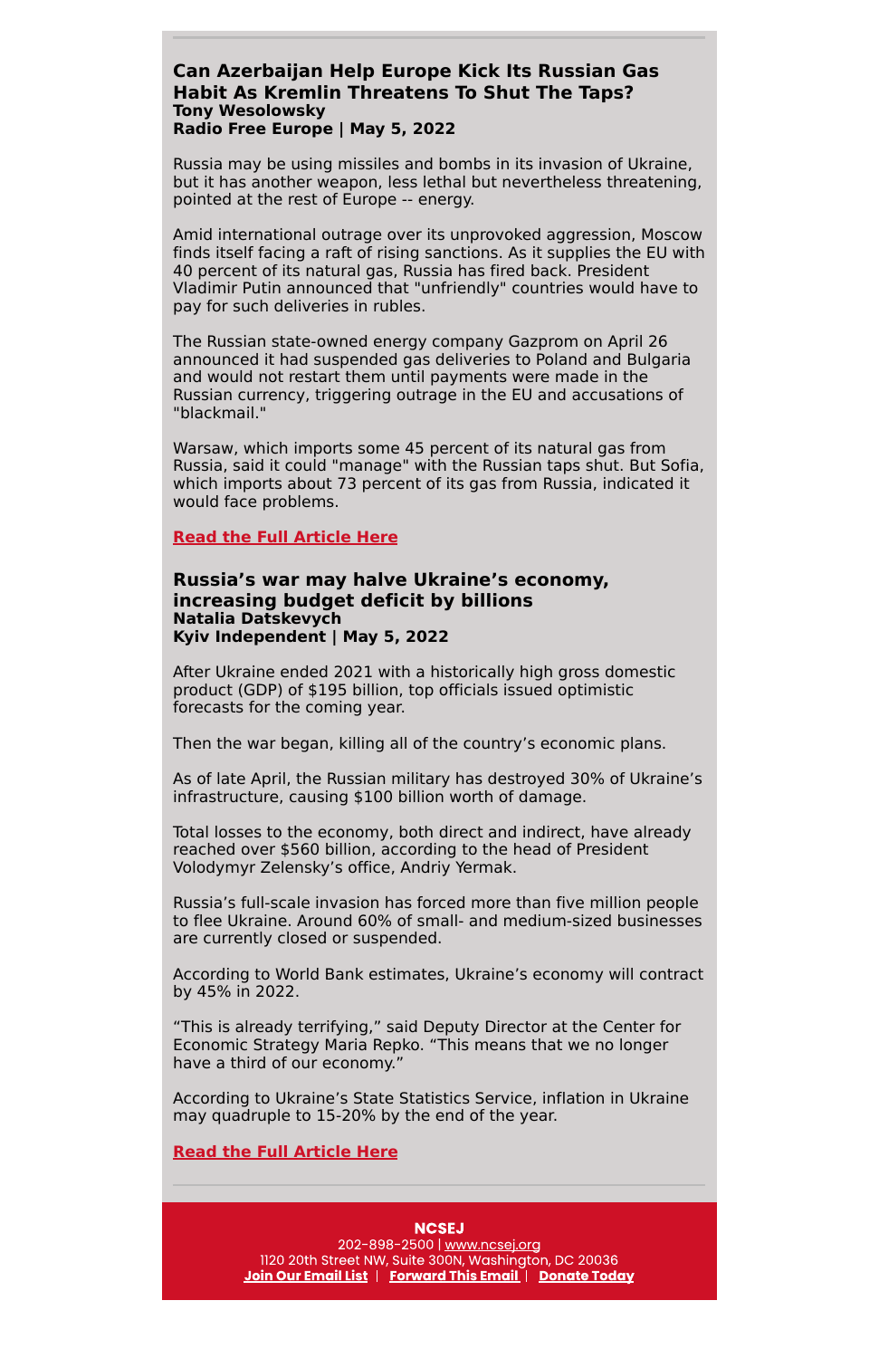### Can Azerbaijan Help Europe Kick Its Russian Gas Habit As Kremlin Threatens To Shut The Taps?

**Tony Wesolowsky**
**Radio Free Europe | May 5, 2022**

Russia may be using missiles and bombs in its invasion of Ukraine, but it has another weapon, less lethal but nevertheless threatening, pointed at the rest of Europe -- energy.

Amid international outrage over its unprovoked aggression, Moscow finds itself facing a raft of rising sanctions. As it supplies the EU with 40 percent of its natural gas, Russia has fired back. President Vladimir Putin announced that "unfriendly" countries would have to pay for such deliveries in rubles.

The Russian state-owned energy company Gazprom on April 26 announced it had suspended gas deliveries to Poland and Bulgaria and would not restart them until payments were made in the Russian currency, triggering outrage in the EU and accusations of "blackmail."

Warsaw, which imports some 45 percent of its natural gas from Russia, said it could "manage" with the Russian taps shut. But Sofia, which imports about 73 percent of its gas from Russia, indicated it would face problems.

**Read the Full Article Here**

### Russia's war may halve Ukraine's economy, increasing budget deficit by billions

**Natalia Datskevych**
**Kyiv Independent | May 5, 2022**

After Ukraine ended 2021 with a historically high gross domestic product (GDP) of $195 billion, top officials issued optimistic forecasts for the coming year.

Then the war began, killing all of the country's economic plans.

As of late April, the Russian military has destroyed 30% of Ukraine's infrastructure, causing $100 billion worth of damage.

Total losses to the economy, both direct and indirect, have already reached over $560 billion, according to the head of President Volodymyr Zelensky's office, Andriy Yermak.

Russia's full-scale invasion has forced more than five million people to flee Ukraine. Around 60% of small- and medium-sized businesses are currently closed or suspended.

According to World Bank estimates, Ukraine's economy will contract by 45% in 2022.

"This is already terrifying," said Deputy Director at the Center for Economic Strategy Maria Repko. "This means that we no longer have a third of our economy."

According to Ukraine's State Statistics Service, inflation in Ukraine may quadruple to 15-20% by the end of the year.

**Read the Full Article Here**

---

**NCSEJ**
202-898-2500 | www.ncsej.org
1120 20th Street NW, Suite 300N, Washington, DC 20036
**Join Our Email List** | **Forward This Email** | **Donate Today**